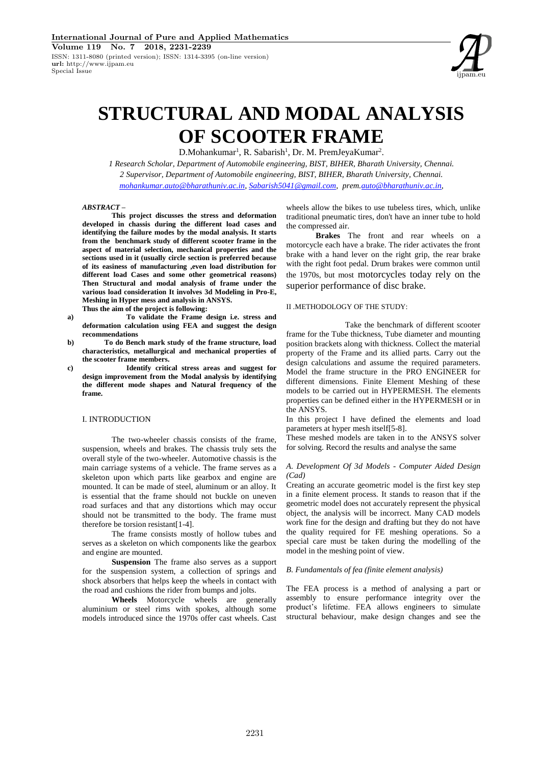# STRUCTURAL AND MODAL ANALYSIS OF SCOOTER FRAME

D.Mohankumar[1], R. Sabarish[1], Dr. M. PremJeyaKumar[2].

*1 Research Scholar, Department of Automobile engineering, BIST, BIHER, Bharath University, Chennai.*
*2 Supervisor, Department of Automobile engineering, BIST, BIHER, Bharath University, Chennai.*
*mohankumar.auto@bharathuniv.ac.in, Sabarish5041@gmail.com, prem.auto@bharathuniv.ac.in,*

***ABSTRACT –***

**This project discusses the stress and deformation developed in chassis during the different load cases and identifying the failure modes by the modal analysis. It starts from the benchmark study of different scooter frame in the aspect of material selection, mechanical properties and the sections used in it (usually circle section is preferred because of its easiness of manufacturing ,even load distribution for different load Cases and some other geometrical reasons) Then Structural and modal analysis of frame under the various load consideration It involves 3d Modeling in Pro-E, Meshing in Hyper mess and analysis in ANSYS.**

**Thus the aim of the project is following:**

**a) To validate the Frame design i.e. stress and deformation calculation using FEA and suggest the design recommendations**

**b) To do Bench mark study of the frame structure, load characteristics, metallurgical and mechanical properties of the scooter frame members.**

**c) Identify critical stress areas and suggest for design improvement from the Modal analysis by identifying the different mode shapes and Natural frequency of the frame.**

## I. INTRODUCTION

The two-wheeler chassis consists of the frame, suspension, wheels and brakes. The chassis truly sets the overall style of the two-wheeler. Automotive chassis is the main carriage systems of a vehicle. The frame serves as a skeleton upon which parts like gearbox and engine are mounted. It can be made of steel, aluminum or an alloy. It is essential that the frame should not buckle on uneven road surfaces and that any distortions which may occur should not be transmitted to the body. The frame must therefore be torsion resistant[1-4].

The frame consists mostly of hollow tubes and serves as a skeleton on which components like the gearbox and engine are mounted.

**Suspension** The frame also serves as a support for the suspension system, a collection of springs and shock absorbers that helps keep the wheels in contact with the road and cushions the rider from bumps and jolts.

**Wheels** Motorcycle wheels are generally aluminium or steel rims with spokes, although some models introduced since the 1970s offer cast wheels. Cast wheels allow the bikes to use tubeless tires, which, unlike traditional pneumatic tires, don't have an inner tube to hold the compressed air.

**Brakes** The front and rear wheels on a motorcycle each have a brake. The rider activates the front brake with a hand lever on the right grip, the rear brake with the right foot pedal. Drum brakes were common until the 1970s, but most motorcycles today rely on the superior performance of disc brake.

## II .METHODOLOGY OF THE STUDY:

Take the benchmark of different scooter frame for the Tube thickness, Tube diameter and mounting position brackets along with thickness. Collect the material property of the Frame and its allied parts. Carry out the design calculations and assume the required parameters. Model the frame structure in the PRO ENGINEER for different dimensions. Finite Element Meshing of these models to be carried out in HYPERMESH. The elements properties can be defined either in the HYPERMESH or in the ANSYS.

In this project I have defined the elements and load parameters at hyper mesh itself[5-8].

These meshed models are taken in to the ANSYS solver for solving. Record the results and analyse the same

### *A. Development Of 3d Models - Computer Aided Design (Cad)*

Creating an accurate geometric model is the first key step in a finite element process. It stands to reason that if the geometric model does not accurately represent the physical object, the analysis will be incorrect. Many CAD models work fine for the design and drafting but they do not have the quality required for FE meshing operations. So a special care must be taken during the modelling of the model in the meshing point of view.

### *B. Fundamentals of fea (finite element analysis)*

The FEA process is a method of analysing a part or assembly to ensure performance integrity over the product's lifetime. FEA allows engineers to simulate structural behaviour, make design changes and see the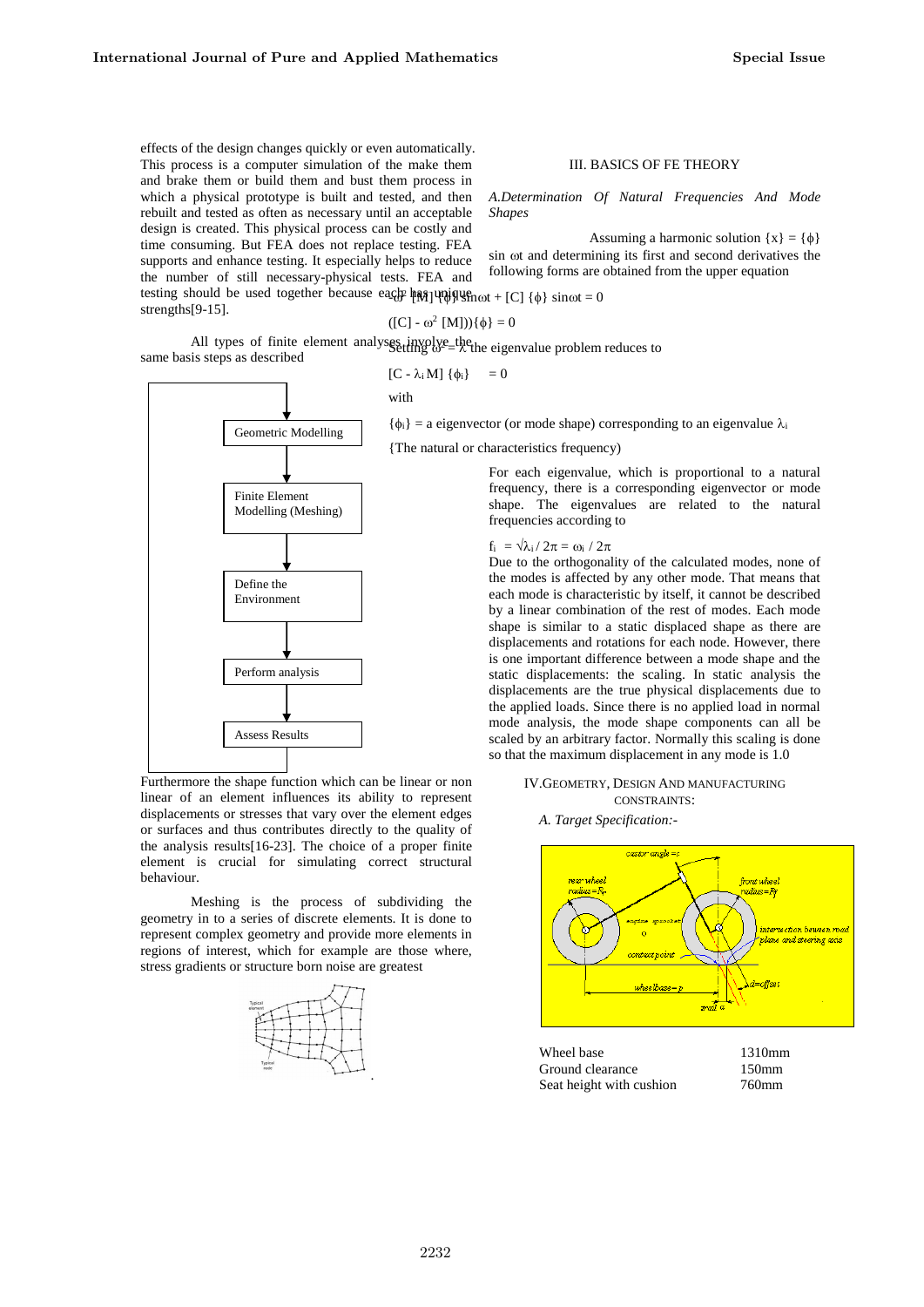effects of the design changes quickly or even automatically. This process is a computer simulation of the make them and brake them or build them and bust them process in which a physical prototype is built and tested, and then rebuilt and tested as often as necessary until an acceptable design is created. This physical process can be costly and time consuming. But FEA does not replace testing. FEA supports and enhance testing. It especially helps to reduce the number of still necessary-physical tests. FEA and testing should be used together because each has unique strengths[9-15].

All types of finite element analyses involve the same basis steps as described

Geometric Modelling → Finite Element Modelling (Meshing) → Define the Environment → Perform analysis → Assess Results

Furthermore the shape function which can be linear or non linear of an element influences its ability to represent displacements or stresses that vary over the element edges or surfaces and thus contributes directly to the quality of the analysis results[16-23]. The choice of a proper finite element is crucial for simulating correct structural behaviour.

Meshing is the process of subdividing the geometry in to a series of discrete elements. It is done to represent complex geometry and provide more elements in regions of interest, which for example are those where, stress gradients or structure born noise are greatest

## III. BASICS OF FE THEORY

*A.Determination Of Natural Frequencies And Mode Shapes*

Assuming a harmonic solution $\{x\} = \{\phi\}$ sin $\omega t$ and determining its first and second derivatives the following forms are obtained from the upper equation

$$-\omega^2 [M] \{\phi\} \sin\omega t + [C] \{\phi\} \sin\omega t = 0$$

$$([C] - \omega^2 [M])\{\phi\} = 0$$

Setting $\omega^2 = \lambda$ the eigenvalue problem reduces to

$$[C - \lambda_i M] \{\phi_i\} = 0$$

with

$\{\phi_i\}$ = a eigenvector (or mode shape) corresponding to an eigenvalue $\lambda_i$

{The natural or characteristics frequency)

For each eigenvalue, which is proportional to a natural frequency, there is a corresponding eigenvector or mode shape. The eigenvalues are related to the natural frequencies according to

$$f_i = \sqrt{\lambda_i} / 2\pi = \omega_i / 2\pi$$

Due to the orthogonality of the calculated modes, none of the modes is affected by any other mode. That means that each mode is characteristic by itself, it cannot be described by a linear combination of the rest of modes. Each mode shape is similar to a static displaced shape as there are displacements and rotations for each node. However, there is one important difference between a mode shape and the static displacements: the scaling. In static analysis the displacements are the true physical displacements due to the applied loads. Since there is no applied load in normal mode analysis, the mode shape components can all be scaled by an arbitrary factor. Normally this scaling is done so that the maximum displacement in any mode is 1.0

## IV.GEOMETRY, DESIGN AND MANUFACTURING CONSTRAINTS:

*A. Target Specification:-*

| | |
|---|---|
| Wheel base | 1310mm |
| Ground clearance | 150mm |
| Seat height with cushion | 760mm |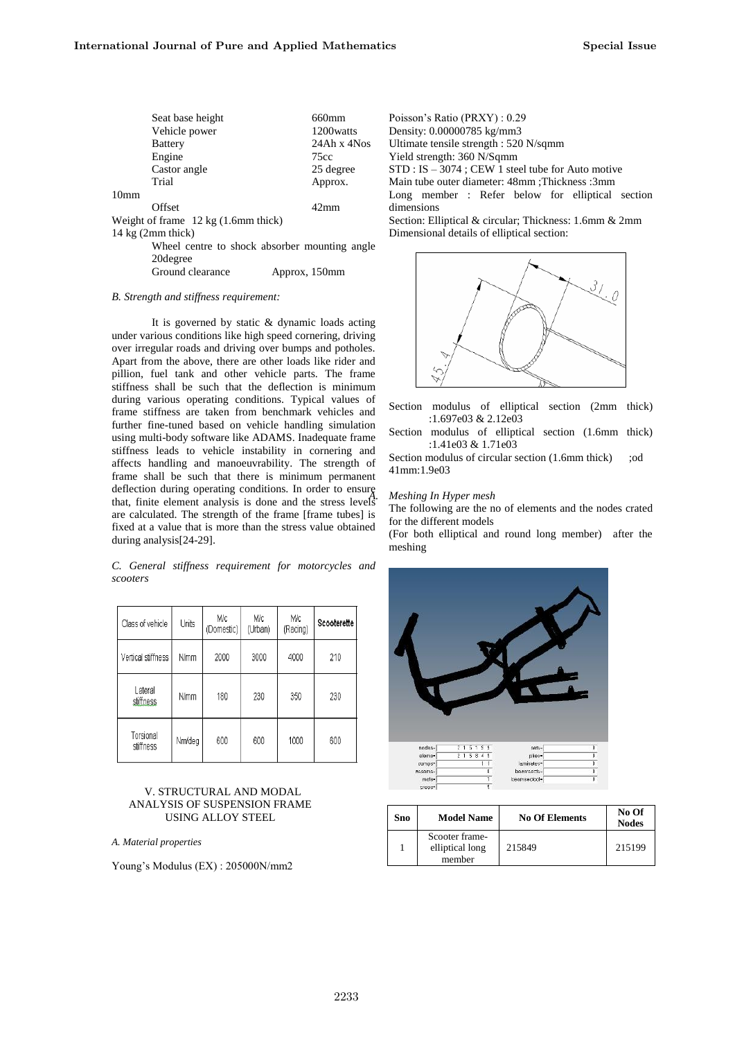Seat base height 660mm

Vehicle power 1200watts

Battery 24Ah x 4Nos

Engine 75cc

Castor angle 25 degree

Trial Approx. 10mm

Offset 42mm

Weight of frame 12 kg (1.6mm thick) 14 kg (2mm thick)

Wheel centre to shock absorber mounting angle 20degree

Ground clearance Approx, 150mm

*B. Strength and stiffness requirement:*

It is governed by static & dynamic loads acting under various conditions like high speed cornering, driving over irregular roads and driving over bumps and potholes. Apart from the above, there are other loads like rider and pillion, fuel tank and other vehicle parts. The frame stiffness shall be such that the deflection is minimum during various operating conditions. Typical values of frame stiffness are taken from benchmark vehicles and further fine-tuned based on vehicle handling simulation using multi-body software like ADAMS. Inadequate frame stiffness leads to vehicle instability in cornering and affects handling and manoeuvrability. The strength of frame shall be such that there is minimum permanent deflection during operating conditions. In order to ensure that, finite element analysis is done and the stress levels are calculated. The strength of the frame [frame tubes] is fixed at a value that is more than the stress value obtained during analysis[24-29].

*C. General stiffness requirement for motorcycles and scooters*

| Class of vehicle | Units | M/c (Domestic) | M/c (Urban) | M/c (Racing) | Scooterette |
|---|---|---|---|---|---|
| Vertical stiffness | N/mm | 2000 | 3000 | 4000 | 210 |
| Lateral stiffness | N/mm | 180 | 230 | 350 | 230 |
| Torsional stiffness | Nm/deg | 600 | 600 | 1000 | 600 |

## V. STRUCTURAL AND MODAL ANALYSIS OF SUSPENSION FRAME USING ALLOY STEEL

*A. Material properties*

Young's Modulus (EX) : 205000N/mm2

Poisson's Ratio (PRXY) : 0.29

Density: 0.00000785 kg/mm3

Ultimate tensile strength : 520 N/sqmm

Yield strength: 360 N/Sqmm

STD : IS – 3074 ; CEW 1 steel tube for Auto motive

Main tube outer diameter: 48mm ;Thickness :3mm

Long member : Refer below for elliptical section dimensions

Section: Elliptical & circular; Thickness: 1.6mm & 2mm

Dimensional details of elliptical section:

Section modulus of elliptical section (2mm thick) :1.697e03 & 2.12e03

Section modulus of elliptical section (1.6mm thick) :1.41e03 & 1.71e03

Section modulus of circular section (1.6mm thick) ;od 41mm:1.9e03

*A. Meshing In Hyper mesh*

The following are the no of elements and the nodes crated for the different models

(For both elliptical and round long member) after the meshing

| Sno | Model Name | No Of Elements | No Of Nodes |
|---|---|---|---|
| 1 | Scooter frame-elliptical long member | 215849 | 215199 |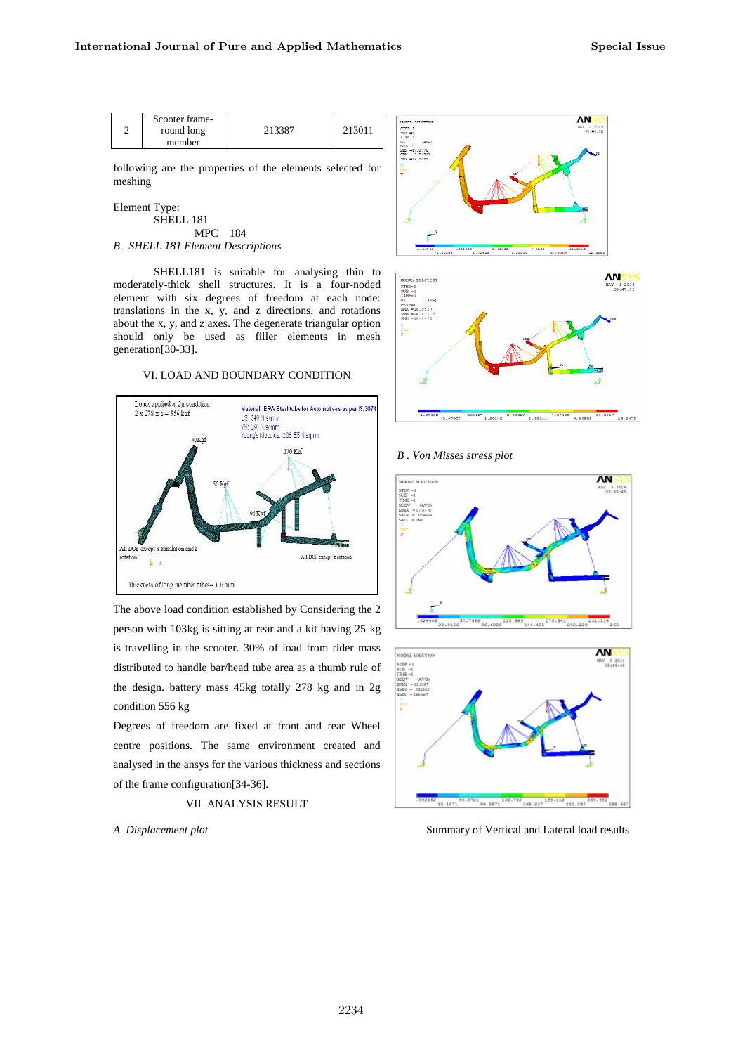| 2 | Scooter frame-round long member | 213387 | 213011 |
|---|---|---|---|

following are the properties of the elements selected for meshing

Element Type:
SHELL 181
MPC 184

*B. SHELL 181 Element Descriptions*

SHELL181 is suitable for analysing thin to moderately-thick shell structures. It is a four-noded element with six degrees of freedom at each node: translations in the x, y, and z directions, and rotations about the x, y, and z axes. The degenerate triangular option should only be used as filler elements in mesh generation[30-33].

## VI. LOAD AND BOUNDARY CONDITION

The above load condition established by Considering the 2 person with 103kg is sitting at rear and a kit having 25 kg is travelling in the scooter. 30% of load from rider mass distributed to handle bar/head tube area as a thumb rule of the design. battery mass 45kg totally 278 kg and in 2g condition 556 kg

Degrees of freedom are fixed at front and rear Wheel centre positions. The same environment created and analysed in the ansys for the various thickness and sections of the frame configuration[34-36].

## VII ANALYSIS RESULT

*A Displacement plot*

*B . Von Misses stress plot*

Summary of Vertical and Lateral load results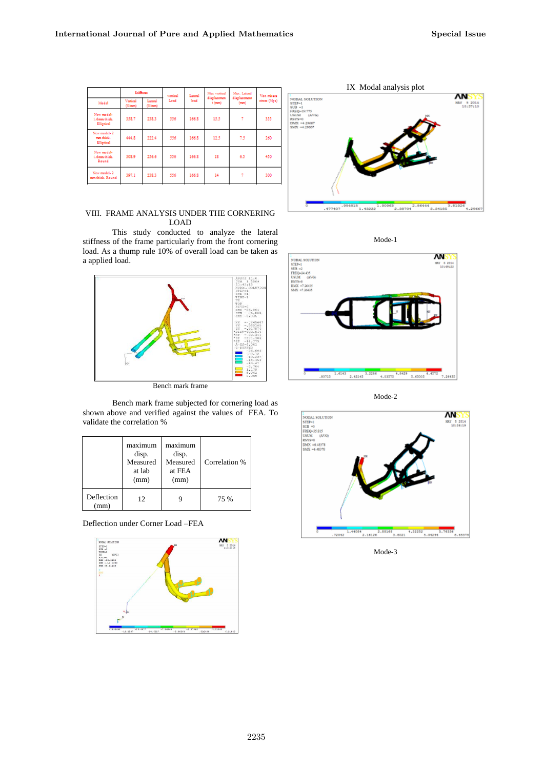| Model | Stiffness | | vertical Load | Lateral load | Max. vertical displacement (mm) | Max. Lateral displacement (mm) | Von misses stress (Mpa) |
|---|---|---|---|---|---|---|---|
| | Vertical (N/mm) | Lateral (N/mm) | | | | | |
| New model-1.6mm thick. Elliptical | 358.7 | 238.3 | 556 | 166.8 | 15.5 | 7 | 355 |
| New model-2 mm thick. Elliptical | 444.8 | 222.4 | 556 | 166.8 | 12.5 | 7.5 | 260 |
| New model-1.6mm thick. Round | 308.9 | 256.6 | 556 | 166.8 | 18 | 6.5 | 450 |
| New model-2 mm thick. Round | 397.1 | 238.3 | 556 | 166.8 | 14 | 7 | 300 |

## VIII. FRAME ANALYSIS UNDER THE CORNERING LOAD

This study conducted to analyze the lateral stiffness of the frame particularly from the front cornering load. As a thump rule 10% of overall load can be taken as a applied load.

Bench mark frame

Bench mark frame subjected for cornering load as shown above and verified against the values of FEA. To validate the correlation %

| | maximum disp. Measured at lab (mm) | maximum disp. Measured at FEA (mm) | Correlation % |
|---|---|---|---|
| Deflection (mm) | 12 | 9 | 75 % |

Deflection under Corner Load –FEA

## IX Modal analysis plot

Mode-1

Mode-2

Mode-3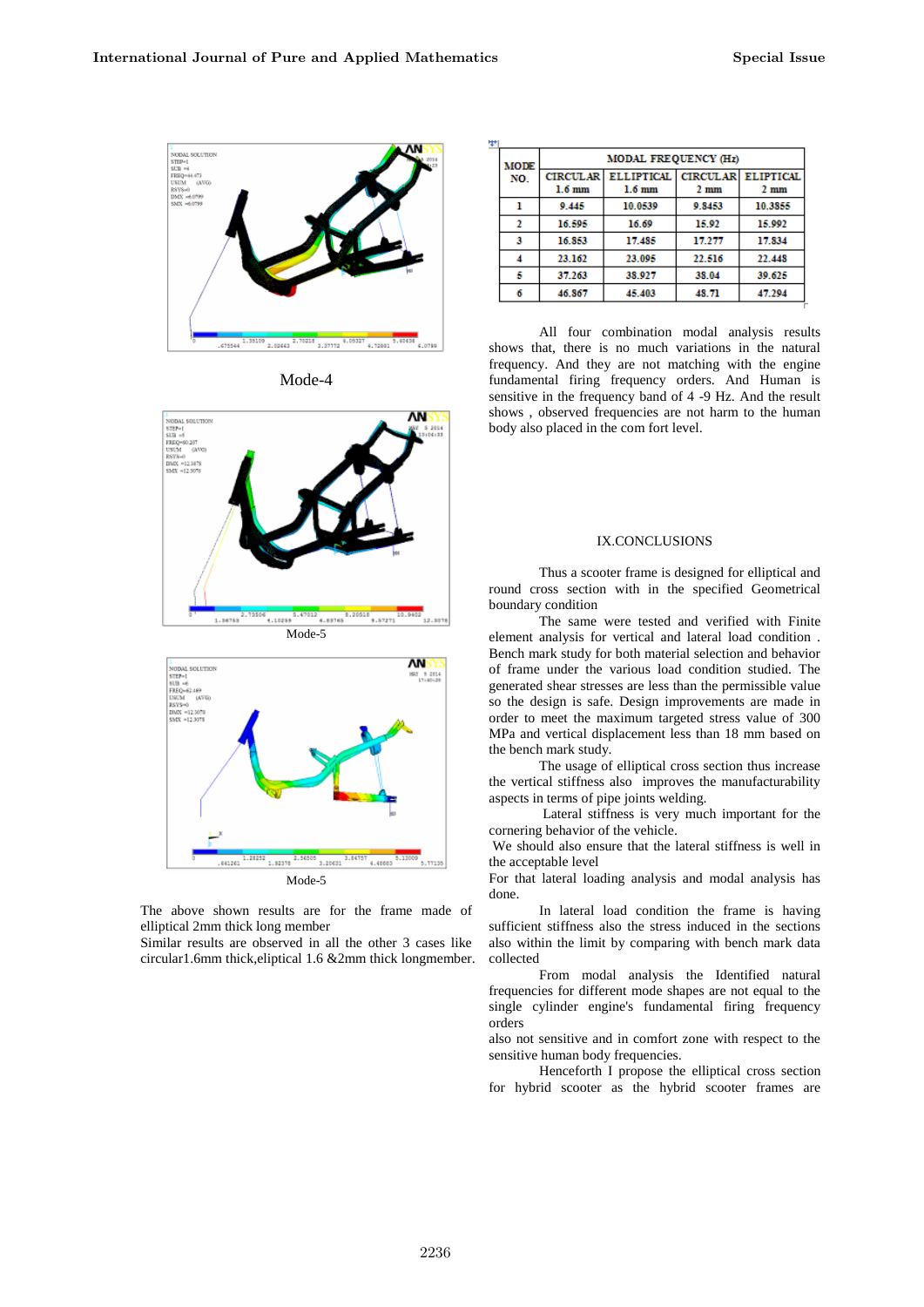Mode-4

Mode-5

Mode-5

The above shown results are for the frame made of elliptical 2mm thick long member

Similar results are observed in all the other 3 cases like circular1.6mm thick,eliptical 1.6 &2mm thick longmember.

| MODE NO. | MODAL FREQUENCY (Hz) | | | |
|---|---|---|---|---|
| | CIRCULAR 1.6 mm | ELLIPTICAL 1.6 mm | CIRCULAR 2 mm | ELLIPTICAL 2 mm |
| 1 | 9.445 | 10.0539 | 9.8453 | 10.3855 |
| 2 | 16.595 | 16.69 | 15.92 | 15.992 |
| 3 | 16.853 | 17.485 | 17.277 | 17.834 |
| 4 | 23.162 | 23.095 | 22.516 | 22.448 |
| 5 | 37.263 | 38.927 | 38.04 | 39.625 |
| 6 | 46.867 | 45.403 | 48.71 | 47.294 |

All four combination modal analysis results shows that, there is no much variations in the natural frequency. And they are not matching with the engine fundamental firing frequency orders. And Human is sensitive in the frequency band of 4 -9 Hz. And the result shows , observed frequencies are not harm to the human body also placed in the com fort level.

## IX.CONCLUSIONS

Thus a scooter frame is designed for elliptical and round cross section with in the specified Geometrical boundary condition

The same were tested and verified with Finite element analysis for vertical and lateral load condition . Bench mark study for both material selection and behavior of frame under the various load condition studied. The generated shear stresses are less than the permissible value so the design is safe. Design improvements are made in order to meet the maximum targeted stress value of 300 MPa and vertical displacement less than 18 mm based on the bench mark study.

The usage of elliptical cross section thus increase the vertical stiffness also improves the manufacturability aspects in terms of pipe joints welding.

Lateral stiffness is very much important for the cornering behavior of the vehicle.

We should also ensure that the lateral stiffness is well in the acceptable level

For that lateral loading analysis and modal analysis has done.

In lateral load condition the frame is having sufficient stiffness also the stress induced in the sections also within the limit by comparing with bench mark data collected

From modal analysis the Identified natural frequencies for different mode shapes are not equal to the single cylinder engine's fundamental firing frequency orders

also not sensitive and in comfort zone with respect to the sensitive human body frequencies.

Henceforth I propose the elliptical cross section for hybrid scooter as the hybrid scooter frames are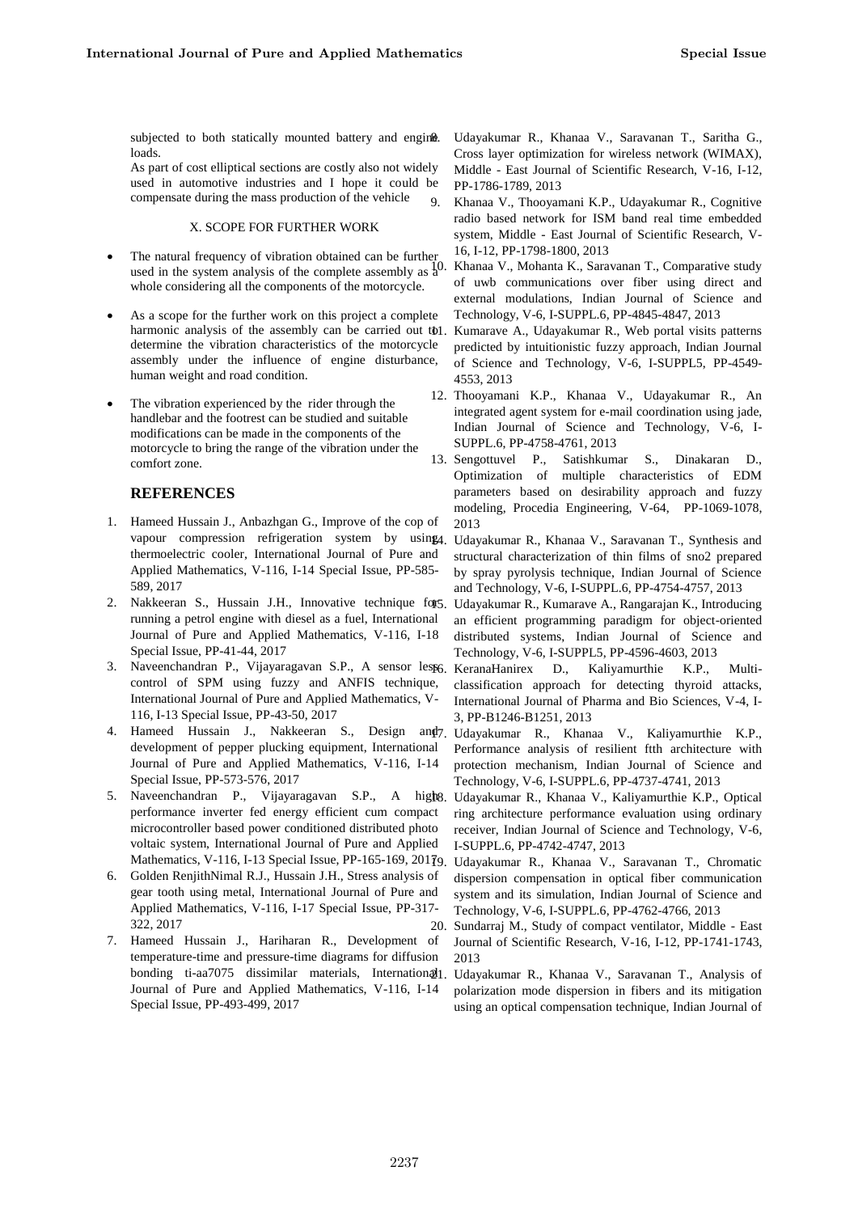subjected to both statically mounted battery and engine loads.

As part of cost elliptical sections are costly also not widely used in automotive industries and I hope it could be compensate during the mass production of the vehicle

## X. SCOPE FOR FURTHER WORK

- The natural frequency of vibration obtained can be further used in the system analysis of the complete assembly as a whole considering all the components of the motorcycle.
- As a scope for the further work on this project a complete harmonic analysis of the assembly can be carried out to determine the vibration characteristics of the motorcycle assembly under the influence of engine disturbance, human weight and road condition.
- The vibration experienced by the rider through the handlebar and the footrest can be studied and suitable modifications can be made in the components of the motorcycle to bring the range of the vibration under the comfort zone.

## REFERENCES

1. Hameed Hussain J., Anbazhgan G., Improve of the cop of vapour compression refrigeration system by using thermoelectric cooler, International Journal of Pure and Applied Mathematics, V-116, I-14 Special Issue, PP-585-589, 2017
2. Nakkeeran S., Hussain J.H., Innovative technique for running a petrol engine with diesel as a fuel, International Journal of Pure and Applied Mathematics, V-116, I-18 Special Issue, PP-41-44, 2017
3. Naveenchandran P., Vijayaragavan S.P., A sensor less control of SPM using fuzzy and ANFIS technique, International Journal of Pure and Applied Mathematics, V-116, I-13 Special Issue, PP-43-50, 2017
4. Hameed Hussain J., Nakkeeran S., Design and development of pepper plucking equipment, International Journal of Pure and Applied Mathematics, V-116, I-14 Special Issue, PP-573-576, 2017
5. Naveenchandran P., Vijayaragavan S.P., A high performance inverter fed energy efficient cum compact microcontroller based power conditioned distributed photo voltaic system, International Journal of Pure and Applied Mathematics, V-116, I-13 Special Issue, PP-165-169, 2017
6. Golden RenjithNimal R.J., Hussain J.H., Stress analysis of gear tooth using metal, International Journal of Pure and Applied Mathematics, V-116, I-17 Special Issue, PP-317-322, 2017
7. Hameed Hussain J., Hariharan R., Development of temperature-time and pressure-time diagrams for diffusion bonding ti-aa7075 dissimilar materials, International Journal of Pure and Applied Mathematics, V-116, I-14 Special Issue, PP-493-499, 2017
8. Udayakumar R., Khanaa V., Saravanan T., Saritha G., Cross layer optimization for wireless network (WIMAX), Middle - East Journal of Scientific Research, V-16, I-12, PP-1786-1789, 2013
9. Khanaa V., Thooyamani K.P., Udayakumar R., Cognitive radio based network for ISM band real time embedded system, Middle - East Journal of Scientific Research, V-16, I-12, PP-1798-1800, 2013
10. Khanaa V., Mohanta K., Saravanan T., Comparative study of uwb communications over fiber using direct and external modulations, Indian Journal of Science and Technology, V-6, I-SUPPL.6, PP-4845-4847, 2013
11. Kumarave A., Udayakumar R., Web portal visits patterns predicted by intuitionistic fuzzy approach, Indian Journal of Science and Technology, V-6, I-SUPPL5, PP-4549-4553, 2013
12. Thooyamani K.P., Khanaa V., Udayakumar R., An integrated agent system for e-mail coordination using jade, Indian Journal of Science and Technology, V-6, I-SUPPL.6, PP-4758-4761, 2013
13. Sengottuvel P., Satishkumar S., Dinakaran D., Optimization of multiple characteristics of EDM parameters based on desirability approach and fuzzy modeling, Procedia Engineering, V-64, PP-1069-1078, 2013
14. Udayakumar R., Khanaa V., Saravanan T., Synthesis and structural characterization of thin films of sno2 prepared by spray pyrolysis technique, Indian Journal of Science and Technology, V-6, I-SUPPL.6, PP-4754-4757, 2013
15. Udayakumar R., Kumarave A., Rangarajan K., Introducing an efficient programming paradigm for object-oriented distributed systems, Indian Journal of Science and Technology, V-6, I-SUPPL5, PP-4596-4603, 2013
16. KeranaHanirex D., Kaliyamurthie K.P., Multi-classification approach for detecting thyroid attacks, International Journal of Pharma and Bio Sciences, V-4, I-3, PP-B1246-B1251, 2013
17. Udayakumar R., Khanaa V., Kaliyamurthie K.P., Performance analysis of resilient ftth architecture with protection mechanism, Indian Journal of Science and Technology, V-6, I-SUPPL.6, PP-4737-4741, 2013
18. Udayakumar R., Khanaa V., Kaliyamurthie K.P., Optical ring architecture performance evaluation using ordinary receiver, Indian Journal of Science and Technology, V-6, I-SUPPL.6, PP-4742-4747, 2013
19. Udayakumar R., Khanaa V., Saravanan T., Chromatic dispersion compensation in optical fiber communication system and its simulation, Indian Journal of Science and Technology, V-6, I-SUPPL.6, PP-4762-4766, 2013
20. Sundarraj M., Study of compact ventilator, Middle - East Journal of Scientific Research, V-16, I-12, PP-1741-1743, 2013
21. Udayakumar R., Khanaa V., Saravanan T., Analysis of polarization mode dispersion in fibers and its mitigation using an optical compensation technique, Indian Journal of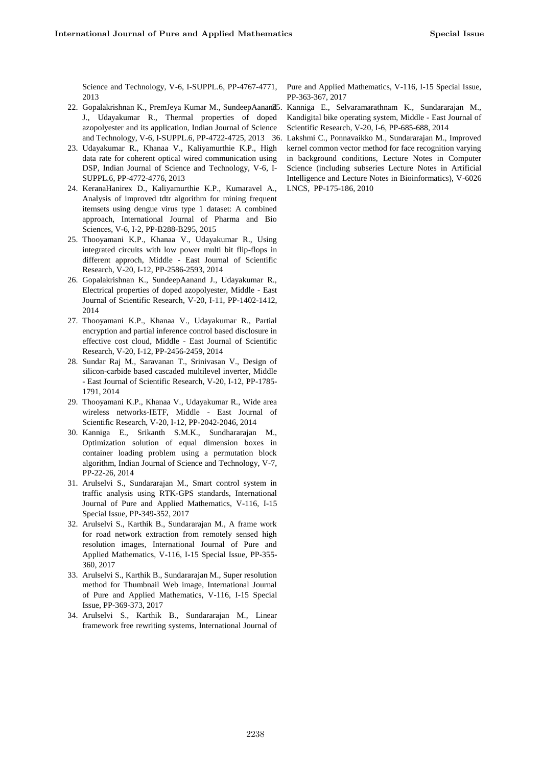Science and Technology, V-6, I-SUPPL.6, PP-4767-4771, 2013

22. Gopalakrishnan K., PremJeya Kumar M., SundeepAanand J., Udayakumar R., Thermal properties of doped azopolyester and its application, Indian Journal of Science and Technology, V-6, I-SUPPL.6, PP-4722-4725, 2013
23. Udayakumar R., Khanaa V., Kaliyamurthie K.P., High data rate for coherent optical wired communication using DSP, Indian Journal of Science and Technology, V-6, I-SUPPL.6, PP-4772-4776, 2013
24. KeranaHanirex D., Kaliyamurthie K.P., Kumaravel A., Analysis of improved tdtr algorithm for mining frequent itemsets using dengue virus type 1 dataset: A combined approach, International Journal of Pharma and Bio Sciences, V-6, I-2, PP-B288-B295, 2015
25. Thooyamani K.P., Khanaa V., Udayakumar R., Using integrated circuits with low power multi bit flip-flops in different approch, Middle - East Journal of Scientific Research, V-20, I-12, PP-2586-2593, 2014
26. Gopalakrishnan K., SundeepAanand J., Udayakumar R., Electrical properties of doped azopolyester, Middle - East Journal of Scientific Research, V-20, I-11, PP-1402-1412, 2014
27. Thooyamani K.P., Khanaa V., Udayakumar R., Partial encryption and partial inference control based disclosure in effective cost cloud, Middle - East Journal of Scientific Research, V-20, I-12, PP-2456-2459, 2014
28. Sundar Raj M., Saravanan T., Srinivasan V., Design of silicon-carbide based cascaded multilevel inverter, Middle - East Journal of Scientific Research, V-20, I-12, PP-1785-1791, 2014
29. Thooyamani K.P., Khanaa V., Udayakumar R., Wide area wireless networks-IETF, Middle - East Journal of Scientific Research, V-20, I-12, PP-2042-2046, 2014
30. Kanniga E., Srikanth S.M.K., Sundhararajan M., Optimization solution of equal dimension boxes in container loading problem using a permutation block algorithm, Indian Journal of Science and Technology, V-7, PP-22-26, 2014
31. Arulselvi S., Sundararajan M., Smart control system in traffic analysis using RTK-GPS standards, International Journal of Pure and Applied Mathematics, V-116, I-15 Special Issue, PP-349-352, 2017
32. Arulselvi S., Karthik B., Sundararajan M., A frame work for road network extraction from remotely sensed high resolution images, International Journal of Pure and Applied Mathematics, V-116, I-15 Special Issue, PP-355-360, 2017
33. Arulselvi S., Karthik B., Sundararajan M., Super resolution method for Thumbnail Web image, International Journal of Pure and Applied Mathematics, V-116, I-15 Special Issue, PP-369-373, 2017
34. Arulselvi S., Karthik B., Sundararajan M., Linear framework free rewriting systems, International Journal of Pure and Applied Mathematics, V-116, I-15 Special Issue, PP-363-367, 2017
35. Kanniga E., Selvaramarathnam K., Sundararajan M., Kandigital bike operating system, Middle - East Journal of Scientific Research, V-20, I-6, PP-685-688, 2014
36. Lakshmi C., Ponnavaikko M., Sundararajan M., Improved kernel common vector method for face recognition varying in background conditions, Lecture Notes in Computer Science (including subseries Lecture Notes in Artificial Intelligence and Lecture Notes in Bioinformatics), V-6026 LNCS, PP-175-186, 2010